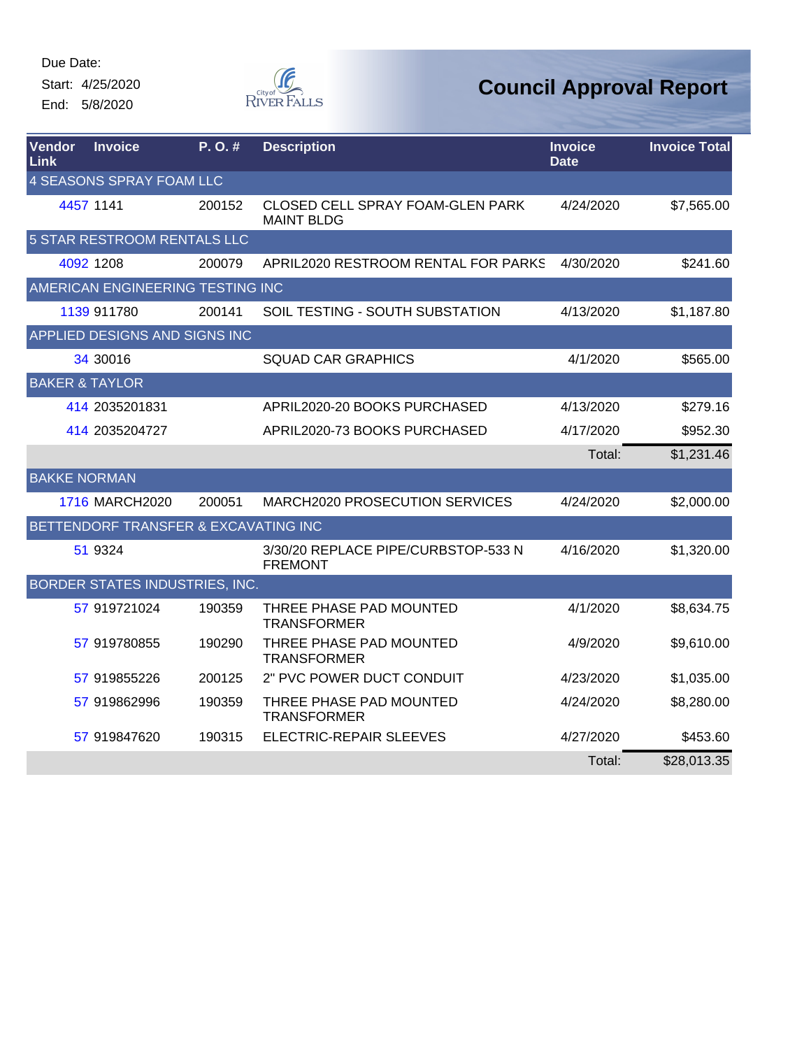Due Date:
Start: 4/25/2020
End: 5/8/2020

City of River Falls

# Council Approval Report

| Vendor Link | Invoice | P. O. # | Description | Invoice Date | Invoice Total |
|---|---|---|---|---|---|
| 4 SEASONS SPRAY FOAM LLC | | | | | |
| 4457 | 1141 | 200152 | CLOSED CELL SPRAY FOAM-GLEN PARK MAINT BLDG | 4/24/2020 | $7,565.00 |
| 5 STAR RESTROOM RENTALS LLC | | | | | |
| 4092 | 1208 | 200079 | APRIL2020 RESTROOM RENTAL FOR PARKS | 4/30/2020 | $241.60 |
| AMERICAN ENGINEERING TESTING INC | | | | | |
| 1139 | 911780 | 200141 | SOIL TESTING - SOUTH SUBSTATION | 4/13/2020 | $1,187.80 |
| APPLIED DESIGNS AND SIGNS INC | | | | | |
| 34 | 30016 | | SQUAD CAR GRAPHICS | 4/1/2020 | $565.00 |
| BAKER & TAYLOR | | | | | |
| 414 | 2035201831 | | APRIL2020-20 BOOKS PURCHASED | 4/13/2020 | $279.16 |
| 414 | 2035204727 | | APRIL2020-73 BOOKS PURCHASED | 4/17/2020 | $952.30 |
| | | | | Total: | $1,231.46 |
| BAKKE NORMAN | | | | | |
| 1716 | MARCH2020 | 200051 | MARCH2020 PROSECUTION SERVICES | 4/24/2020 | $2,000.00 |
| BETTENDORF TRANSFER & EXCAVATING INC | | | | | |
| 51 | 9324 | | 3/30/20 REPLACE PIPE/CURBSTOP-533 N FREMONT | 4/16/2020 | $1,320.00 |
| BORDER STATES INDUSTRIES, INC. | | | | | |
| 57 | 919721024 | 190359 | THREE PHASE PAD MOUNTED TRANSFORMER | 4/1/2020 | $8,634.75 |
| 57 | 919780855 | 190290 | THREE PHASE PAD MOUNTED TRANSFORMER | 4/9/2020 | $9,610.00 |
| 57 | 919855226 | 200125 | 2" PVC POWER DUCT CONDUIT | 4/23/2020 | $1,035.00 |
| 57 | 919862996 | 190359 | THREE PHASE PAD MOUNTED TRANSFORMER | 4/24/2020 | $8,280.00 |
| 57 | 919847620 | 190315 | ELECTRIC-REPAIR SLEEVES | 4/27/2020 | $453.60 |
| | | | | Total: | $28,013.35 |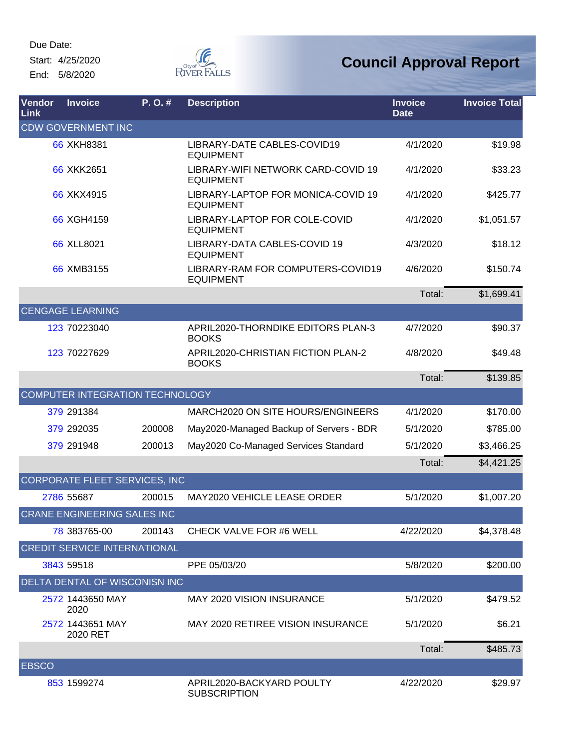Due Date:

Start: 4/25/2020

End: 5/8/2020

# Council Approval Report

| Vendor Link | Invoice | P. O. # | Description | Invoice Date | Invoice Total |
|---|---|---|---|---|---|
| CDW GOVERNMENT INC | | | | | |
| 66 | XKH8381 | | LIBRARY-DATE CABLES-COVID19 EQUIPMENT | 4/1/2020 | $19.98 |
| 66 | XKK2651 | | LIBRARY-WIFI NETWORK CARD-COVID 19 EQUIPMENT | 4/1/2020 | $33.23 |
| 66 | XKX4915 | | LIBRARY-LAPTOP FOR MONICA-COVID 19 EQUIPMENT | 4/1/2020 | $425.77 |
| 66 | XGH4159 | | LIBRARY-LAPTOP FOR COLE-COVID EQUIPMENT | 4/1/2020 | $1,051.57 |
| 66 | XLL8021 | | LIBRARY-DATA CABLES-COVID 19 EQUIPMENT | 4/3/2020 | $18.12 |
| 66 | XMB3155 | | LIBRARY-RAM FOR COMPUTERS-COVID19 EQUIPMENT | 4/6/2020 | $150.74 |
| | | | | Total: | $1,699.41 |
| CENGAGE LEARNING | | | | | |
| 123 | 70223040 | | APRIL2020-THORNDIKE EDITORS PLAN-3 BOOKS | 4/7/2020 | $90.37 |
| 123 | 70227629 | | APRIL2020-CHRISTIAN FICTION PLAN-2 BOOKS | 4/8/2020 | $49.48 |
| | | | | Total: | $139.85 |
| COMPUTER INTEGRATION TECHNOLOGY | | | | | |
| 379 | 291384 | | MARCH2020 ON SITE HOURS/ENGINEERS | 4/1/2020 | $170.00 |
| 379 | 292035 | 200008 | May2020-Managed Backup of Servers - BDR | 5/1/2020 | $785.00 |
| 379 | 291948 | 200013 | May2020 Co-Managed Services Standard | 5/1/2020 | $3,466.25 |
| | | | | Total: | $4,421.25 |
| CORPORATE FLEET SERVICES, INC | | | | | |
| 2786 | 55687 | 200015 | MAY2020 VEHICLE LEASE ORDER | 5/1/2020 | $1,007.20 |
| CRANE ENGINEERING SALES INC | | | | | |
| 78 | 383765-00 | 200143 | CHECK VALVE FOR #6 WELL | 4/22/2020 | $4,378.48 |
| CREDIT SERVICE INTERNATIONAL | | | | | |
| 3843 | 59518 | | PPE 05/03/20 | 5/8/2020 | $200.00 |
| DELTA DENTAL OF WISCONISN INC | | | | | |
| 2572 | 1443650 MAY 2020 | | MAY 2020 VISION INSURANCE | 5/1/2020 | $479.52 |
| 2572 | 1443651 MAY 2020 RET | | MAY 2020 RETIREE VISION INSURANCE | 5/1/2020 | $6.21 |
| | | | | Total: | $485.73 |
| EBSCO | | | | | |
| 853 | 1599274 | | APRIL2020-BACKYARD POULTY SUBSCRIPTION | 4/22/2020 | $29.97 |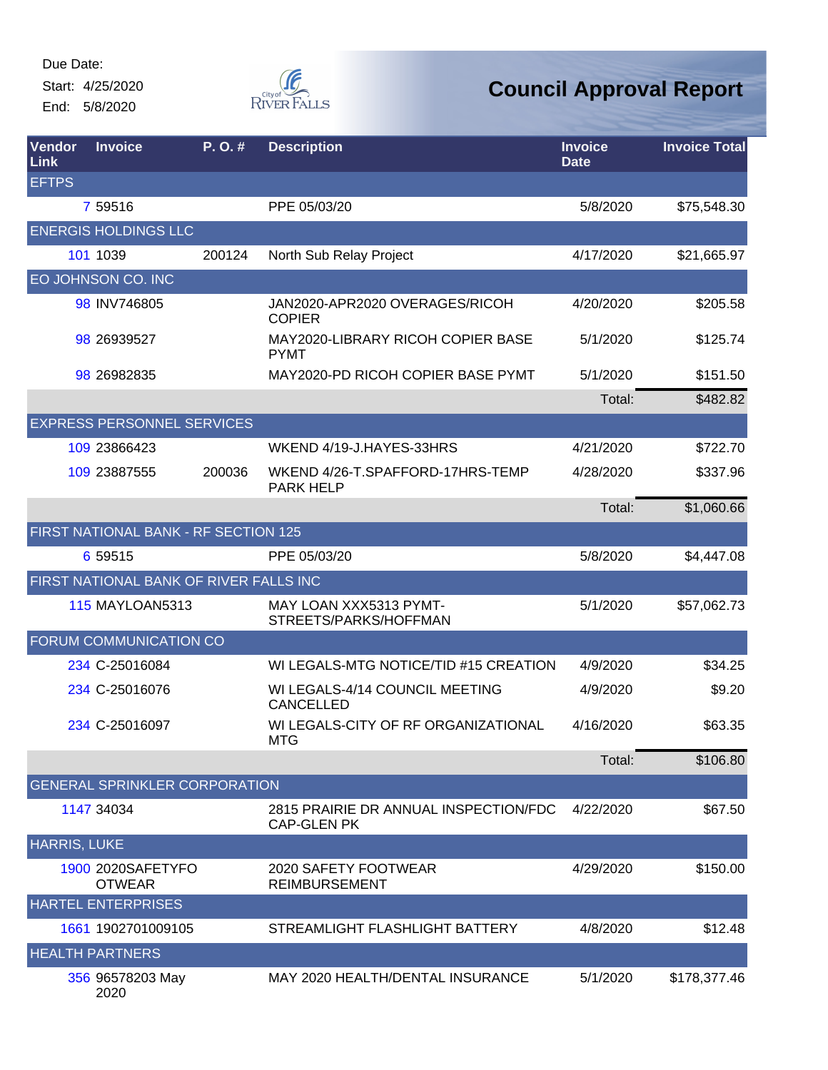Due Date:
Start: 4/25/2020
End: 5/8/2020

# Council Approval Report

| Vendor Link | Invoice | P. O. # | Description | Invoice Date | Invoice Total |
|---|---|---|---|---|---|
| EFTPS | | | | | |
| 7 | 59516 | | PPE 05/03/20 | 5/8/2020 | $75,548.30 |
| ENERGIS HOLDINGS LLC | | | | | |
| 101 | 1039 | 200124 | North Sub Relay Project | 4/17/2020 | $21,665.97 |
| EO JOHNSON CO. INC | | | | | |
| 98 | INV746805 | | JAN2020-APR2020 OVERAGES/RICOH COPIER | 4/20/2020 | $205.58 |
| 98 | 26939527 | | MAY2020-LIBRARY RICOH COPIER BASE PYMT | 5/1/2020 | $125.74 |
| 98 | 26982835 | | MAY2020-PD RICOH COPIER BASE PYMT | 5/1/2020 | $151.50 |
| | | | | Total: | $482.82 |
| EXPRESS PERSONNEL SERVICES | | | | | |
| 109 | 23866423 | | WKEND 4/19-J.HAYES-33HRS | 4/21/2020 | $722.70 |
| 109 | 23887555 | 200036 | WKEND 4/26-T.SPAFFORD-17HRS-TEMP PARK HELP | 4/28/2020 | $337.96 |
| | | | | Total: | $1,060.66 |
| FIRST NATIONAL BANK - RF SECTION 125 | | | | | |
| 6 | 59515 | | PPE 05/03/20 | 5/8/2020 | $4,447.08 |
| FIRST NATIONAL BANK OF RIVER FALLS INC | | | | | |
| 115 | MAYLOAN5313 | | MAY LOAN XXX5313 PYMT-STREETS/PARKS/HOFFMAN | 5/1/2020 | $57,062.73 |
| FORUM COMMUNICATION CO | | | | | |
| 234 | C-25016084 | | WI LEGALS-MTG NOTICE/TID #15 CREATION | 4/9/2020 | $34.25 |
| 234 | C-25016076 | | WI LEGALS-4/14 COUNCIL MEETING CANCELLED | 4/9/2020 | $9.20 |
| 234 | C-25016097 | | WI LEGALS-CITY OF RF ORGANIZATIONAL MTG | 4/16/2020 | $63.35 |
| | | | | Total: | $106.80 |
| GENERAL SPRINKLER CORPORATION | | | | | |
| 1147 | 34034 | | 2815 PRAIRIE DR ANNUAL INSPECTION/FDC CAP-GLEN PK | 4/22/2020 | $67.50 |
| HARRIS, LUKE | | | | | |
| 1900 | 2020SAFETYFOOTWEAR | | 2020 SAFETY FOOTWEAR REIMBURSEMENT | 4/29/2020 | $150.00 |
| HARTEL ENTERPRISES | | | | | |
| 1661 | 1902701009105 | | STREAMLIGHT FLASHLIGHT BATTERY | 4/8/2020 | $12.48 |
| HEALTH PARTNERS | | | | | |
| 356 | 96578203 May 2020 | | MAY 2020 HEALTH/DENTAL INSURANCE | 5/1/2020 | $178,377.46 |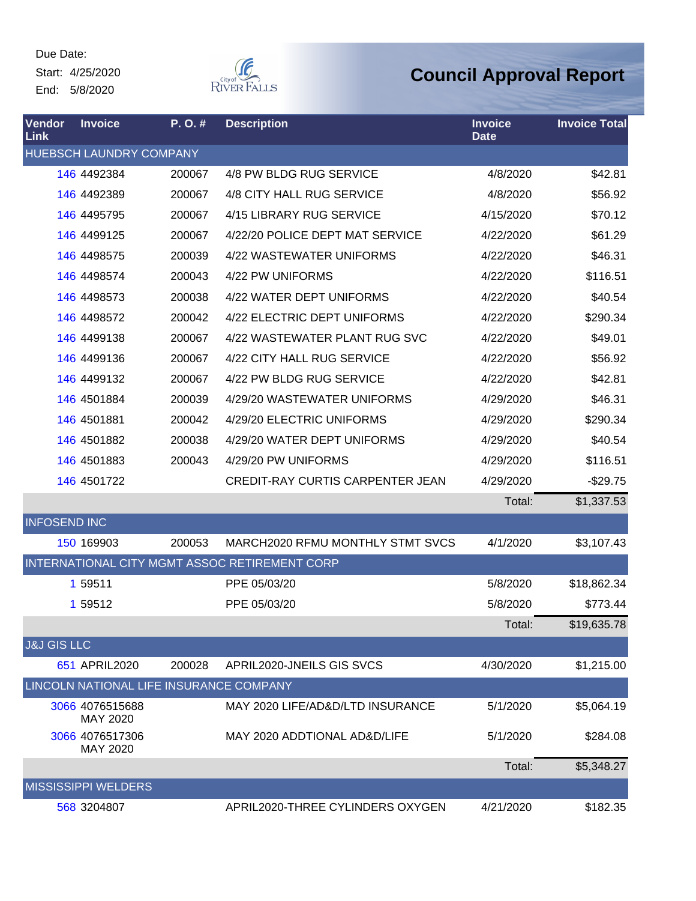Due Date:
Start: 4/25/2020
End: 5/8/2020

City of River Falls

# Council Approval Report

| Vendor Link | Invoice | P. O. # | Description | Invoice Date | Invoice Total |
|---|---|---|---|---|---|
| HUEBSCH LAUNDRY COMPANY | | | | | |
| 146 | 4492384 | 200067 | 4/8 PW BLDG RUG SERVICE | 4/8/2020 | $42.81 |
| 146 | 4492389 | 200067 | 4/8 CITY HALL RUG SERVICE | 4/8/2020 | $56.92 |
| 146 | 4495795 | 200067 | 4/15 LIBRARY RUG SERVICE | 4/15/2020 | $70.12 |
| 146 | 4499125 | 200067 | 4/22/20 POLICE DEPT MAT SERVICE | 4/22/2020 | $61.29 |
| 146 | 4498575 | 200039 | 4/22 WASTEWATER UNIFORMS | 4/22/2020 | $46.31 |
| 146 | 4498574 | 200043 | 4/22 PW UNIFORMS | 4/22/2020 | $116.51 |
| 146 | 4498573 | 200038 | 4/22 WATER DEPT UNIFORMS | 4/22/2020 | $40.54 |
| 146 | 4498572 | 200042 | 4/22 ELECTRIC DEPT UNIFORMS | 4/22/2020 | $290.34 |
| 146 | 4499138 | 200067 | 4/22 WASTEWATER PLANT RUG SVC | 4/22/2020 | $49.01 |
| 146 | 4499136 | 200067 | 4/22 CITY HALL RUG SERVICE | 4/22/2020 | $56.92 |
| 146 | 4499132 | 200067 | 4/22 PW BLDG RUG SERVICE | 4/22/2020 | $42.81 |
| 146 | 4501884 | 200039 | 4/29/20 WASTEWATER UNIFORMS | 4/29/2020 | $46.31 |
| 146 | 4501881 | 200042 | 4/29/20 ELECTRIC UNIFORMS | 4/29/2020 | $290.34 |
| 146 | 4501882 | 200038 | 4/29/20 WATER DEPT UNIFORMS | 4/29/2020 | $40.54 |
| 146 | 4501883 | 200043 | 4/29/20 PW UNIFORMS | 4/29/2020 | $116.51 |
| 146 | 4501722 | | CREDIT-RAY CURTIS CARPENTER JEAN | 4/29/2020 | -$29.75 |
| | | | | Total: | $1,337.53 |
| INFOSEND INC | | | | | |
| 150 | 169903 | 200053 | MARCH2020 RFMU MONTHLY STMT SVCS | 4/1/2020 | $3,107.43 |
| INTERNATIONAL CITY MGMT ASSOC RETIREMENT CORP | | | | | |
| 1 | 59511 | | PPE 05/03/20 | 5/8/2020 | $18,862.34 |
| 1 | 59512 | | PPE 05/03/20 | 5/8/2020 | $773.44 |
| | | | | Total: | $19,635.78 |
| J&J GIS LLC | | | | | |
| 651 | APRIL2020 | 200028 | APRIL2020-JNEILS GIS SVCS | 4/30/2020 | $1,215.00 |
| LINCOLN NATIONAL LIFE INSURANCE COMPANY | | | | | |
| 3066 | 4076515688 MAY 2020 | | MAY 2020 LIFE/AD&D/LTD INSURANCE | 5/1/2020 | $5,064.19 |
| 3066 | 4076517306 MAY 2020 | | MAY 2020 ADDTIONAL AD&D/LIFE | 5/1/2020 | $284.08 |
| | | | | Total: | $5,348.27 |
| MISSISSIPPI WELDERS | | | | | |
| 568 | 3204807 | | APRIL2020-THREE CYLINDERS OXYGEN | 4/21/2020 | $182.35 |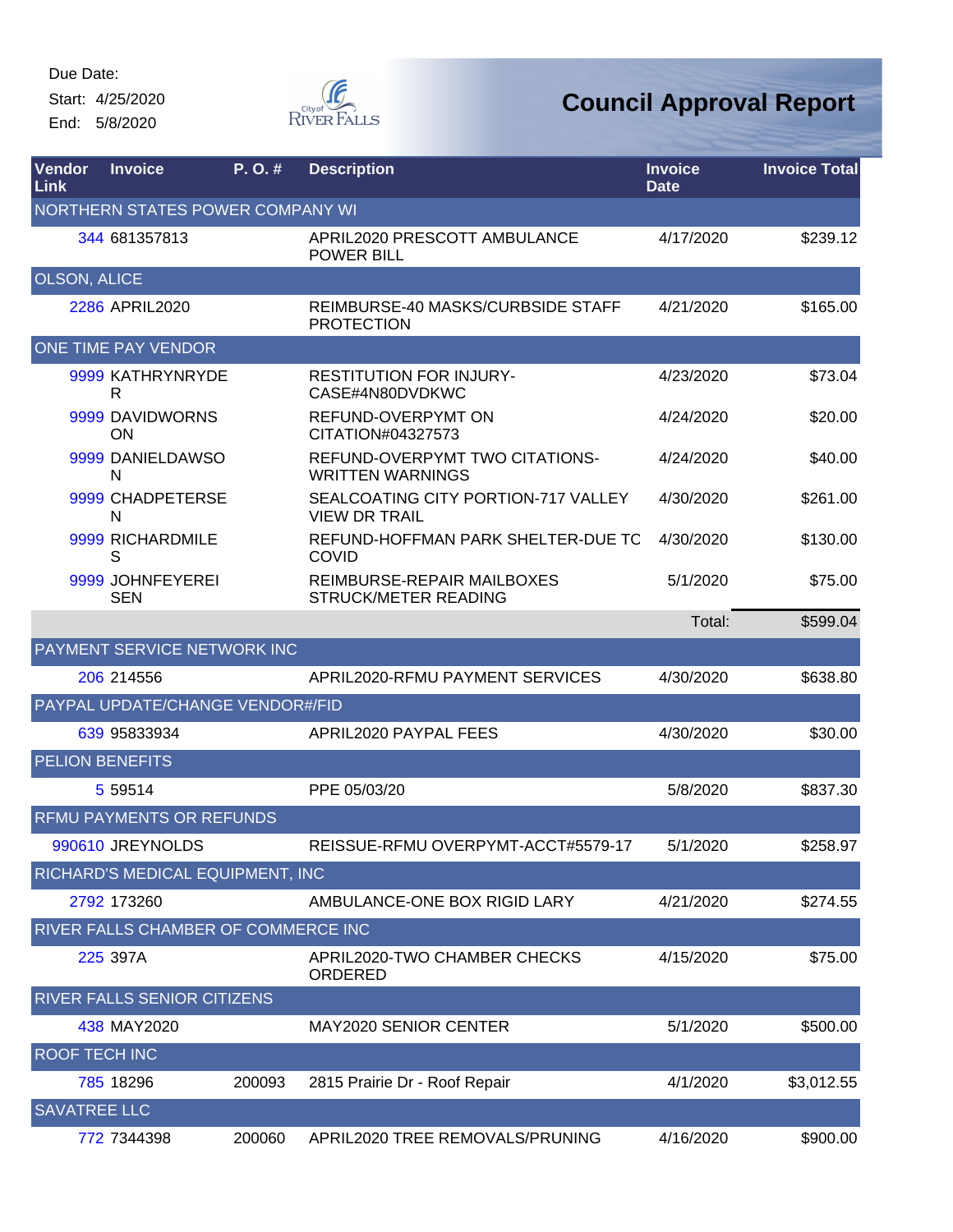Due Date:

Start: 4/25/2020

End: 5/8/2020

# Council Approval Report

| Vendor Link | Invoice | P. O. # | Description | Invoice Date | Invoice Total |
|---|---|---|---|---|---|
| **NORTHERN STATES POWER COMPANY WI** | | | | | |
| 344 | 681357813 | | APRIL2020 PRESCOTT AMBULANCE POWER BILL | 4/17/2020 | $239.12 |
| **OLSON, ALICE** | | | | | |
| 2286 | APRIL2020 | | REIMBURSE-40 MASKS/CURBSIDE STAFF PROTECTION | 4/21/2020 | $165.00 |
| **ONE TIME PAY VENDOR** | | | | | |
| 9999 | KATHRYNRYDER | | RESTITUTION FOR INJURY-CASE#4N80DVDKWC | 4/23/2020 | $73.04 |
| 9999 | DAVIDWORNSON | | REFUND-OVERPYMT ON CITATION#04327573 | 4/24/2020 | $20.00 |
| 9999 | DANIELDAWSON | | REFUND-OVERPYMT TWO CITATIONS-WRITTEN WARNINGS | 4/24/2020 | $40.00 |
| 9999 | CHADPETERSEN | | SEALCOATING CITY PORTION-717 VALLEY VIEW DR TRAIL | 4/30/2020 | $261.00 |
| 9999 | RICHARDMILES | | REFUND-HOFFMAN PARK SHELTER-DUE TC COVID | 4/30/2020 | $130.00 |
| 9999 | JOHNFEYEREISEN | | REIMBURSE-REPAIR MAILBOXES STRUCK/METER READING | 5/1/2020 | $75.00 |
| | | | | Total: | $599.04 |
| **PAYMENT SERVICE NETWORK INC** | | | | | |
| 206 | 214556 | | APRIL2020-RFMU PAYMENT SERVICES | 4/30/2020 | $638.80 |
| **PAYPAL UPDATE/CHANGE VENDOR#/FID** | | | | | |
| 639 | 95833934 | | APRIL2020 PAYPAL FEES | 4/30/2020 | $30.00 |
| **PELION BENEFITS** | | | | | |
| 5 | 59514 | | PPE 05/03/20 | 5/8/2020 | $837.30 |
| **RFMU PAYMENTS OR REFUNDS** | | | | | |
| 990610 | JREYNOLDS | | REISSUE-RFMU OVERPYMT-ACCT#5579-17 | 5/1/2020 | $258.97 |
| **RICHARD'S MEDICAL EQUIPMENT, INC** | | | | | |
| 2792 | 173260 | | AMBULANCE-ONE BOX RIGID LARY | 4/21/2020 | $274.55 |
| **RIVER FALLS CHAMBER OF COMMERCE INC** | | | | | |
| 225 | 397A | | APRIL2020-TWO CHAMBER CHECKS ORDERED | 4/15/2020 | $75.00 |
| **RIVER FALLS SENIOR CITIZENS** | | | | | |
| 438 | MAY2020 | | MAY2020 SENIOR CENTER | 5/1/2020 | $500.00 |
| **ROOF TECH INC** | | | | | |
| 785 | 18296 | 200093 | 2815 Prairie Dr - Roof Repair | 4/1/2020 | $3,012.55 |
| **SAVATREE LLC** | | | | | |
| 772 | 7344398 | 200060 | APRIL2020 TREE REMOVALS/PRUNING | 4/16/2020 | $900.00 |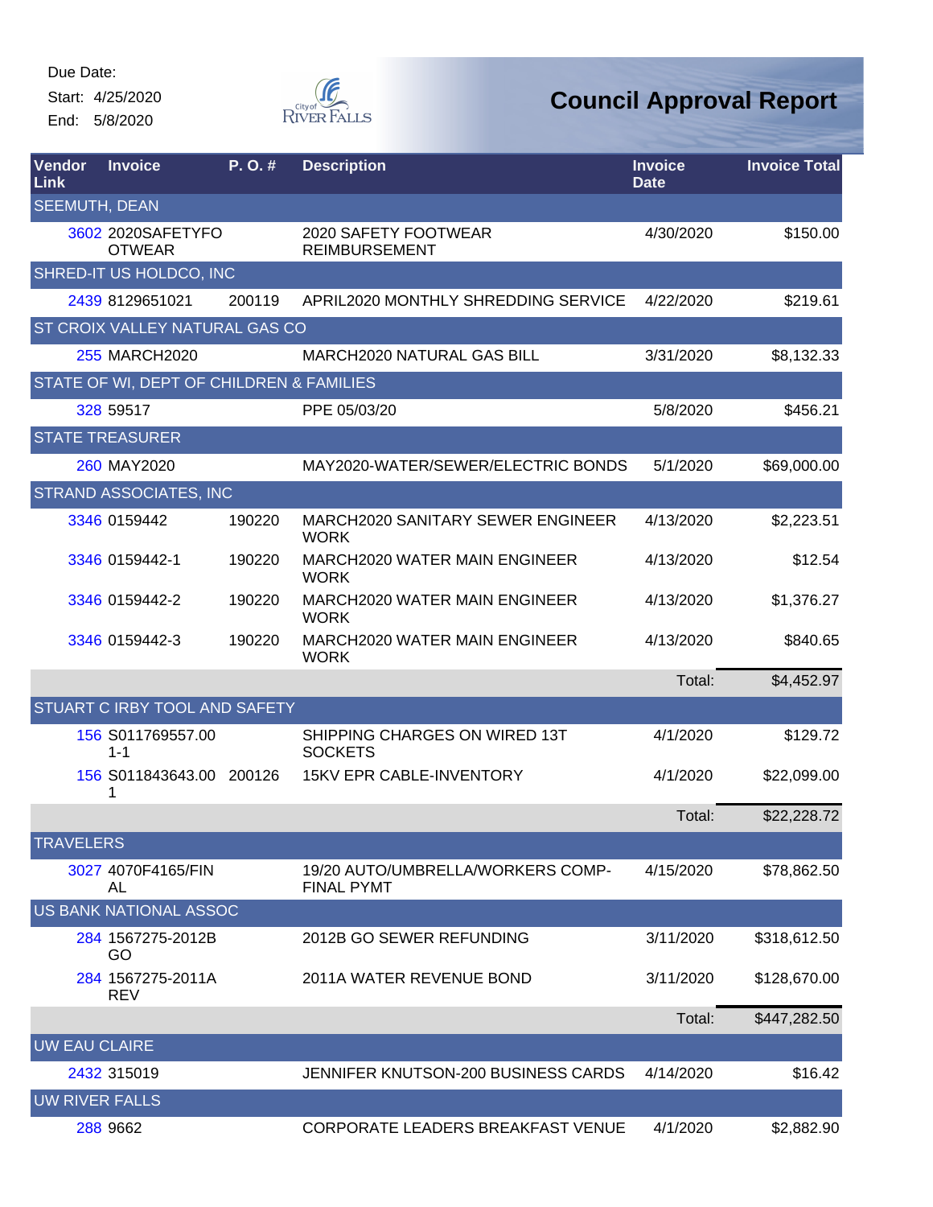Due Date:

Start: 4/25/2020

End: 5/8/2020

# Council Approval Report

| Vendor Link | Invoice | P. O. # | Description | Invoice Date | Invoice Total |
|---|---|---|---|---|---|
| SEEMUTH, DEAN | | | | | |
| 3602 | 2020SAFETYFOOTWEAR | | 2020 SAFETY FOOTWEAR REIMBURSEMENT | 4/30/2020 | $150.00 |
| SHRED-IT US HOLDCO, INC | | | | | |
| 2439 | 8129651021 | 200119 | APRIL2020 MONTHLY SHREDDING SERVICE | 4/22/2020 | $219.61 |
| ST CROIX VALLEY NATURAL GAS CO | | | | | |
| 255 | MARCH2020 | | MARCH2020 NATURAL GAS BILL | 3/31/2020 | $8,132.33 |
| STATE OF WI, DEPT OF CHILDREN & FAMILIES | | | | | |
| 328 | 59517 | | PPE 05/03/20 | 5/8/2020 | $456.21 |
| STATE TREASURER | | | | | |
| 260 | MAY2020 | | MAY2020-WATER/SEWER/ELECTRIC BONDS | 5/1/2020 | $69,000.00 |
| STRAND ASSOCIATES, INC | | | | | |
| 3346 | 0159442 | 190220 | MARCH2020 SANITARY SEWER ENGINEER WORK | 4/13/2020 | $2,223.51 |
| 3346 | 0159442-1 | 190220 | MARCH2020 WATER MAIN ENGINEER WORK | 4/13/2020 | $12.54 |
| 3346 | 0159442-2 | 190220 | MARCH2020 WATER MAIN ENGINEER WORK | 4/13/2020 | $1,376.27 |
| 3346 | 0159442-3 | 190220 | MARCH2020 WATER MAIN ENGINEER WORK | 4/13/2020 | $840.65 |
| | | | | Total: | $4,452.97 |
| STUART C IRBY TOOL AND SAFETY | | | | | |
| 156 | S011769557.001-1 | | SHIPPING CHARGES ON WIRED 13T SOCKETS | 4/1/2020 | $129.72 |
| 156 | S011843643.001 | 200126 | 15KV EPR CABLE-INVENTORY | 4/1/2020 | $22,099.00 |
| | | | | Total: | $22,228.72 |
| TRAVELERS | | | | | |
| 3027 | 4070F4165/FINAL | | 19/20 AUTO/UMBRELLA/WORKERS COMP-FINAL PYMT | 4/15/2020 | $78,862.50 |
| US BANK NATIONAL ASSOC | | | | | |
| 284 | 1567275-2012BGO | | 2012B GO SEWER REFUNDING | 3/11/2020 | $318,612.50 |
| 284 | 1567275-2011AREV | | 2011A WATER REVENUE BOND | 3/11/2020 | $128,670.00 |
| | | | | Total: | $447,282.50 |
| UW EAU CLAIRE | | | | | |
| 2432 | 315019 | | JENNIFER KNUTSON-200 BUSINESS CARDS | 4/14/2020 | $16.42 |
| UW RIVER FALLS | | | | | |
| 288 | 9662 | | CORPORATE LEADERS BREAKFAST VENUE | 4/1/2020 | $2,882.90 |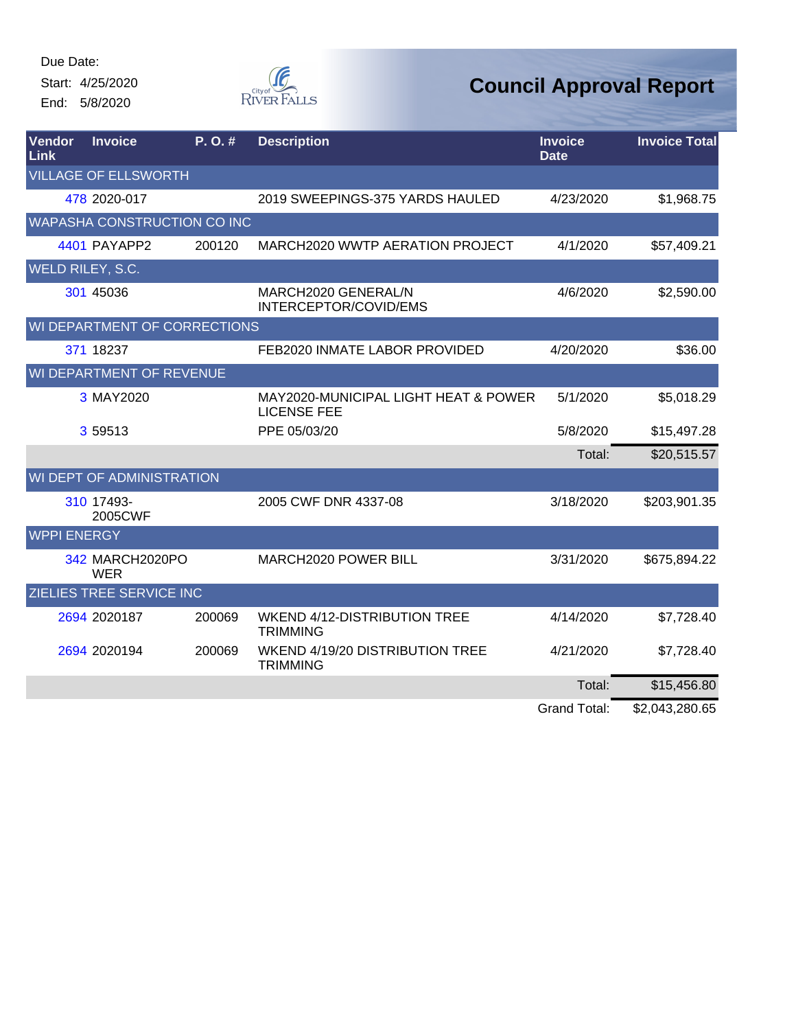Due Date:
Start: 4/25/2020
End: 5/8/2020

# Council Approval Report

| Vendor Link | Invoice | P. O. # | Description | Invoice Date | Invoice Total |
|---|---|---|---|---|---|
| VILLAGE OF ELLSWORTH | | | | | |
| 478 | 2020-017 | | 2019 SWEEPINGS-375 YARDS HAULED | 4/23/2020 | $1,968.75 |
| WAPASHA CONSTRUCTION CO INC | | | | | |
| 4401 | PAYAPP2 | 200120 | MARCH2020 WWTP AERATION PROJECT | 4/1/2020 | $57,409.21 |
| WELD RILEY, S.C. | | | | | |
| 301 | 45036 | | MARCH2020 GENERAL/N INTERCEPTOR/COVID/EMS | 4/6/2020 | $2,590.00 |
| WI DEPARTMENT OF CORRECTIONS | | | | | |
| 371 | 18237 | | FEB2020 INMATE LABOR PROVIDED | 4/20/2020 | $36.00 |
| WI DEPARTMENT OF REVENUE | | | | | |
| 3 | MAY2020 | | MAY2020-MUNICIPAL LIGHT HEAT & POWER LICENSE FEE | 5/1/2020 | $5,018.29 |
| 3 | 59513 | | PPE 05/03/20 | 5/8/2020 | $15,497.28 |
| | | | | Total: | $20,515.57 |
| WI DEPT OF ADMINISTRATION | | | | | |
| 310 | 17493-2005CWF | | 2005 CWF DNR 4337-08 | 3/18/2020 | $203,901.35 |
| WPPI ENERGY | | | | | |
| 342 | MARCH2020POWER | | MARCH2020 POWER BILL | 3/31/2020 | $675,894.22 |
| ZIELIES TREE SERVICE INC | | | | | |
| 2694 | 2020187 | 200069 | WKEND 4/12-DISTRIBUTION TREE TRIMMING | 4/14/2020 | $7,728.40 |
| 2694 | 2020194 | 200069 | WKEND 4/19/20 DISTRIBUTION TREE TRIMMING | 4/21/2020 | $7,728.40 |
| | | | | Total: | $15,456.80 |
| | | | | Grand Total: | $2,043,280.65 |